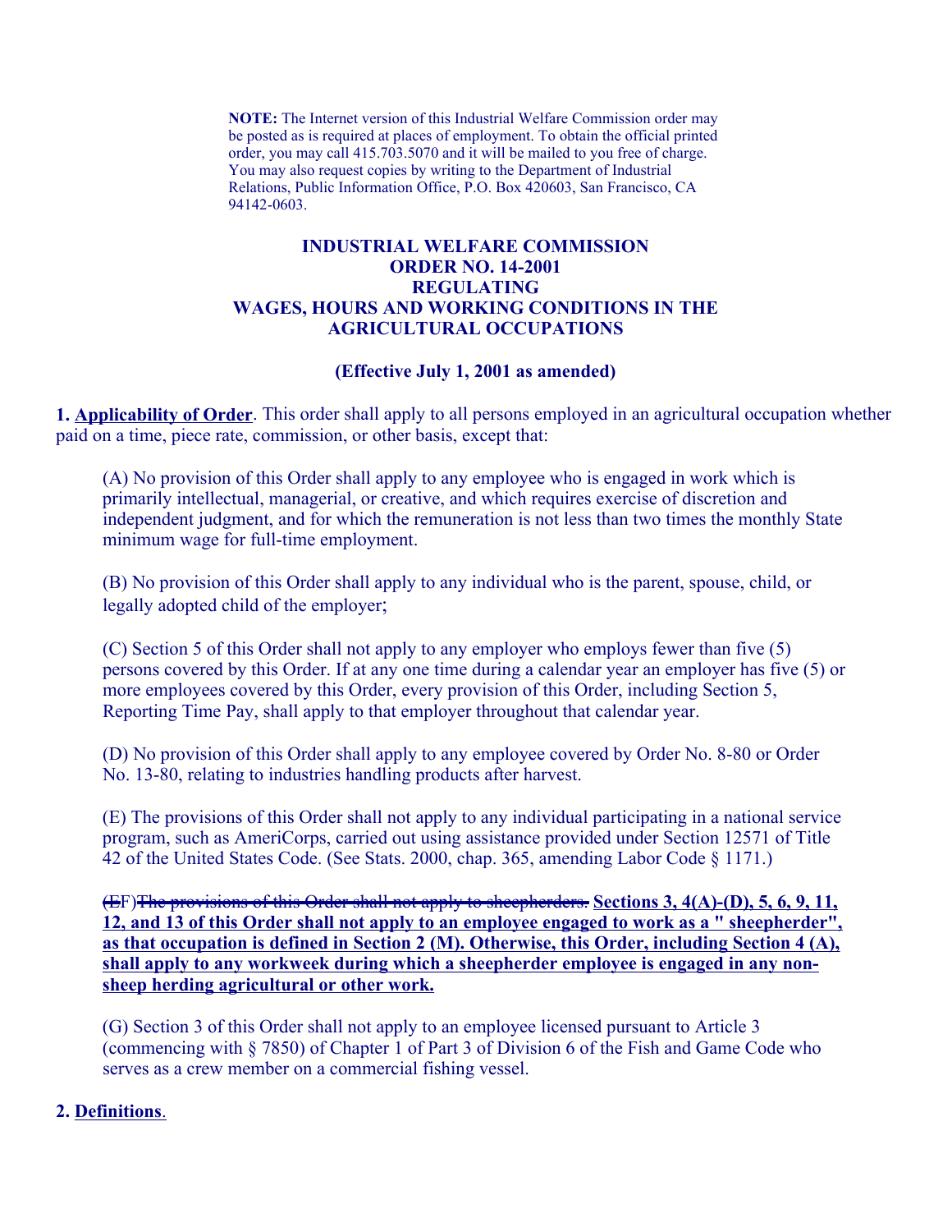**NOTE:** The Internet version of this Industrial Welfare Commission order may be posted as is required at places of employment. To obtain the official printed order, you may call 415.703.5070 and it will be mailed to you free of charge. You may also request copies by writing to the Department of Industrial Relations, Public Information Office, P.O. Box 420603, San Francisco, CA 94142-0603.

# INDUSTRIAL WELFARE COMMISSION
# ORDER NO. 14-2001
# REGULATING
# WAGES, HOURS AND WORKING CONDITIONS IN THE AGRICULTURAL OCCUPATIONS

**(Effective July 1, 2001 as amended)**

**1. Applicability of Order**. This order shall apply to all persons employed in an agricultural occupation whether paid on a time, piece rate, commission, or other basis, except that:

(A) No provision of this Order shall apply to any employee who is engaged in work which is primarily intellectual, managerial, or creative, and which requires exercise of discretion and independent judgment, and for which the remuneration is not less than two times the monthly State minimum wage for full-time employment.

(B) No provision of this Order shall apply to any individual who is the parent, spouse, child, or legally adopted child of the employer;

(C) Section 5 of this Order shall not apply to any employer who employs fewer than five (5) persons covered by this Order. If at any one time during a calendar year an employer has five (5) or more employees covered by this Order, every provision of this Order, including Section 5, Reporting Time Pay, shall apply to that employer throughout that calendar year.

(D) No provision of this Order shall apply to any employee covered by Order No. 8-80 or Order No. 13-80, relating to industries handling products after harvest.

(E) The provisions of this Order shall not apply to any individual participating in a national service program, such as AmeriCorps, carried out using assistance provided under Section 12571 of Title 42 of the United States Code. (See Stats. 2000, chap. 365, amending Labor Code § 1171.)

~~(E~~F) ~~The provisions of this Order shall not apply to sheepherders.~~ **Sections 3, 4(A)-(D), 5, 6, 9, 11, 12, and 13 of this Order shall not apply to an employee engaged to work as a " sheepherder", as that occupation is defined in Section 2 (M). Otherwise, this Order, including Section 4 (A), shall apply to any workweek during which a sheepherder employee is engaged in any non-sheep herding agricultural or other work.**

(G) Section 3 of this Order shall not apply to an employee licensed pursuant to Article 3 (commencing with § 7850) of Chapter 1 of Part 3 of Division 6 of the Fish and Game Code who serves as a crew member on a commercial fishing vessel.

**2. Definitions**.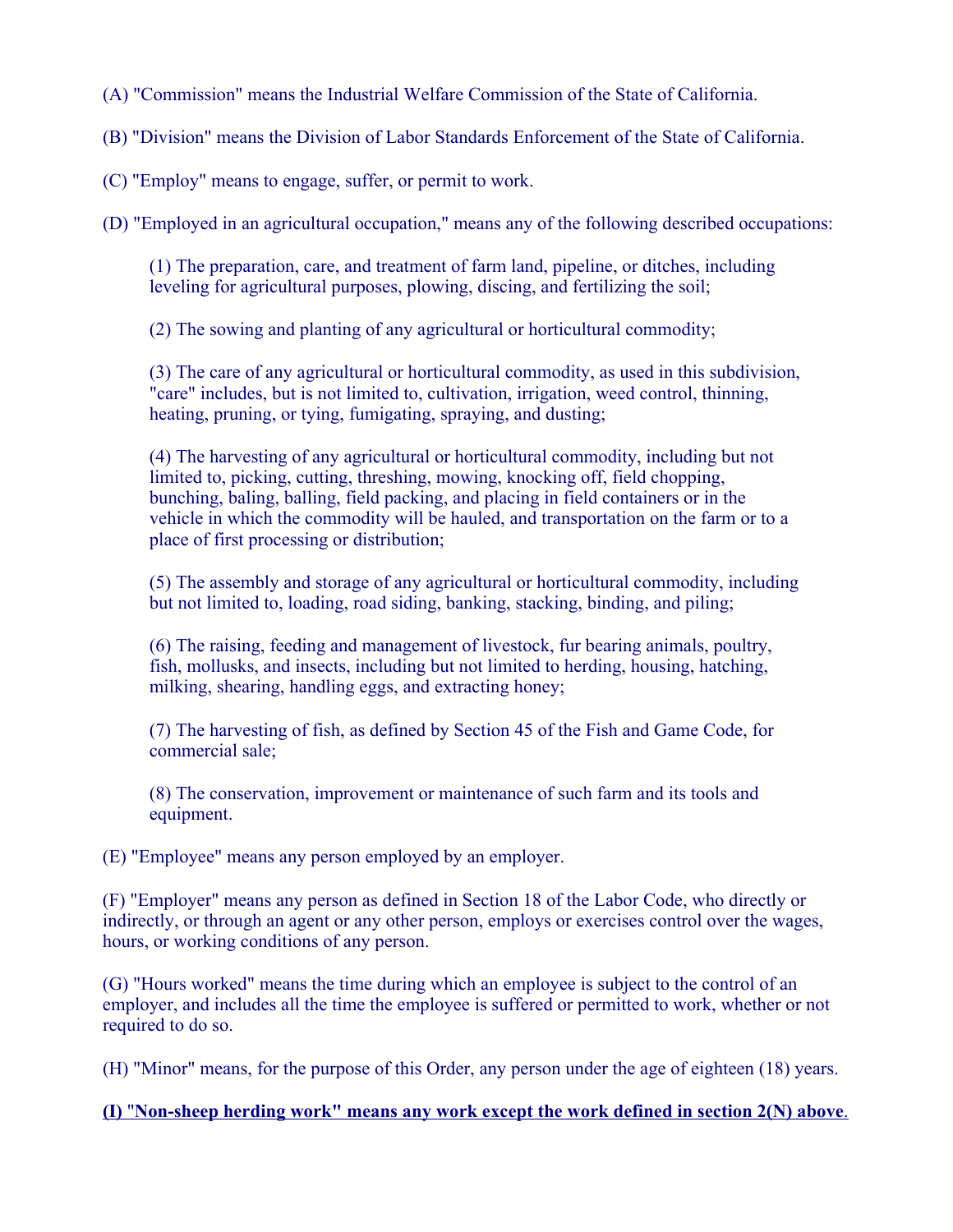(A) "Commission" means the Industrial Welfare Commission of the State of California.

(B) "Division" means the Division of Labor Standards Enforcement of the State of California.

(C) "Employ" means to engage, suffer, or permit to work.

(D) "Employed in an agricultural occupation," means any of the following described occupations:

> (1) The preparation, care, and treatment of farm land, pipeline, or ditches, including leveling for agricultural purposes, plowing, discing, and fertilizing the soil;
>
> (2) The sowing and planting of any agricultural or horticultural commodity;
>
> (3) The care of any agricultural or horticultural commodity, as used in this subdivision, "care" includes, but is not limited to, cultivation, irrigation, weed control, thinning, heating, pruning, or tying, fumigating, spraying, and dusting;
>
> (4) The harvesting of any agricultural or horticultural commodity, including but not limited to, picking, cutting, threshing, mowing, knocking off, field chopping, bunching, baling, balling, field packing, and placing in field containers or in the vehicle in which the commodity will be hauled, and transportation on the farm or to a place of first processing or distribution;
>
> (5) The assembly and storage of any agricultural or horticultural commodity, including but not limited to, loading, road siding, banking, stacking, binding, and piling;
>
> (6) The raising, feeding and management of livestock, fur bearing animals, poultry, fish, mollusks, and insects, including but not limited to herding, housing, hatching, milking, shearing, handling eggs, and extracting honey;
>
> (7) The harvesting of fish, as defined by Section 45 of the Fish and Game Code, for commercial sale;
>
> (8) The conservation, improvement or maintenance of such farm and its tools and equipment.

(E) "Employee" means any person employed by an employer.

(F) "Employer" means any person as defined in Section 18 of the Labor Code, who directly or indirectly, or through an agent or any other person, employs or exercises control over the wages, hours, or working conditions of any person.

(G) "Hours worked" means the time during which an employee is subject to the control of an employer, and includes all the time the employee is suffered or permitted to work, whether or not required to do so.

(H) "Minor" means, for the purpose of this Order, any person under the age of eighteen (18) years.

<u>**(I) "Non-sheep herding work" means any work except the work defined in section 2(N) above**</u>.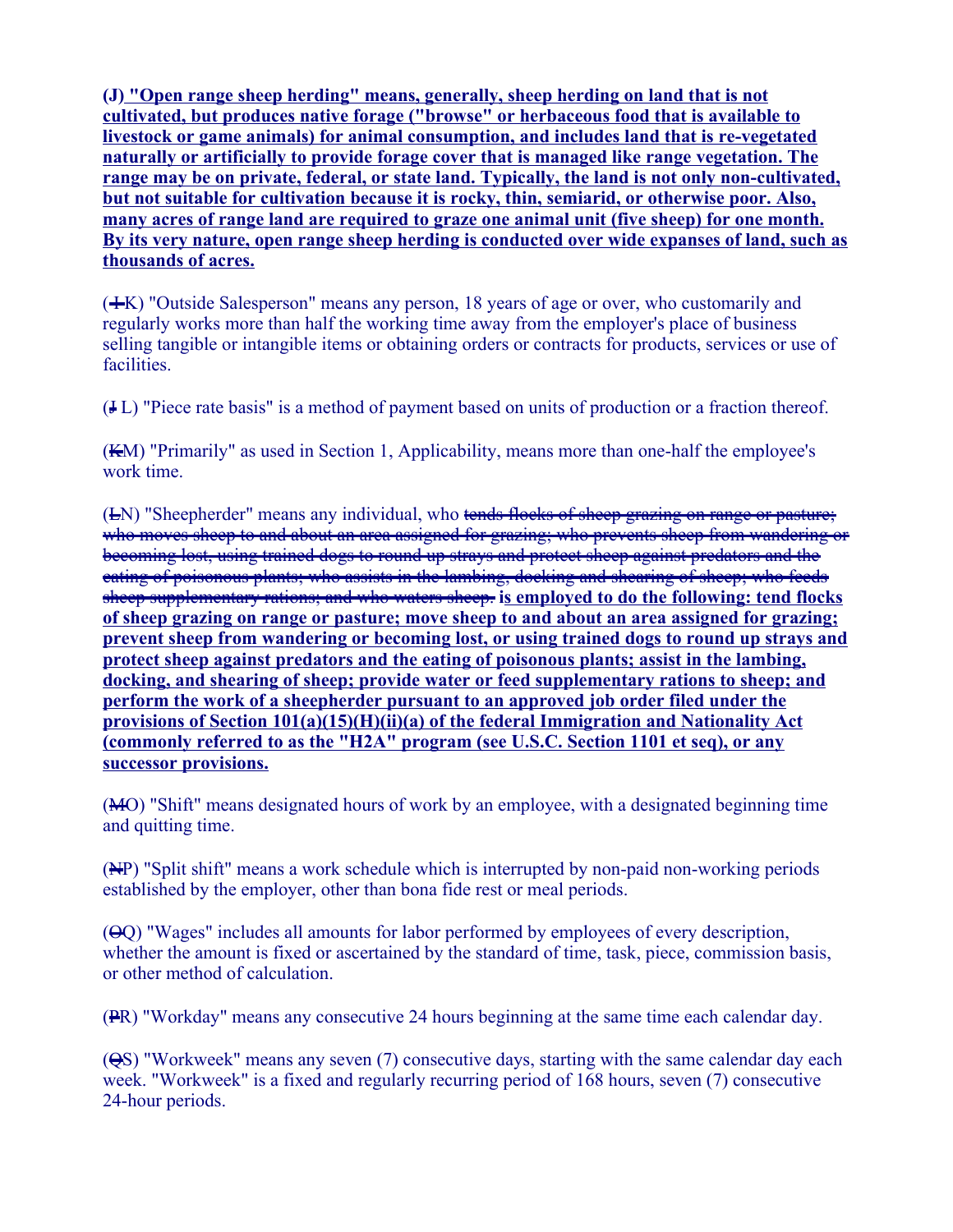**(J) "Open range sheep herding" means, generally, sheep herding on land that is not cultivated, but produces native forage ("browse" or herbaceous food that is available to livestock or game animals) for animal consumption, and includes land that is re-vegetated naturally or artificially to provide forage cover that is managed like range vegetation. The range may be on private, federal, or state land. Typically, the land is not only non-cultivated, but not suitable for cultivation because it is rocky, thin, semiarid, or otherwise poor. Also, many acres of range land are required to graze one animal unit (five sheep) for one month. By its very nature, open range sheep herding is conducted over wide expanses of land, such as thousands of acres.**

(~~I~~K) "Outside Salesperson" means any person, 18 years of age or over, who customarily and regularly works more than half the working time away from the employer's place of business selling tangible or intangible items or obtaining orders or contracts for products, services or use of facilities.

(~~J~~ L) "Piece rate basis" is a method of payment based on units of production or a fraction thereof.

(~~K~~M) "Primarily" as used in Section 1, Applicability, means more than one-half the employee's work time.

(~~L~~N) "Sheepherder" means any individual, who ~~tends flocks of sheep grazing on range or pasture; who moves sheep to and about an area assigned for grazing; who prevents sheep from wandering or becoming lost, using trained dogs to round up strays and protect sheep against predators and the eating of poisonous plants; who assists in the lambing, docking and shearing of sheep; who feeds sheep supplementary rations; and who waters sheep.~~ **is employed to do the following: tend flocks of sheep grazing on range or pasture; move sheep to and about an area assigned for grazing; prevent sheep from wandering or becoming lost, or using trained dogs to round up strays and protect sheep against predators and the eating of poisonous plants; assist in the lambing, docking, and shearing of sheep; provide water or feed supplementary rations to sheep; and perform the work of a sheepherder pursuant to an approved job order filed under the provisions of Section 101(a)(15)(H)(ii)(a) of the federal Immigration and Nationality Act (commonly referred to as the "H2A" program (see U.S.C. Section 1101 et seq), or any successor provisions.**

(~~M~~O) "Shift" means designated hours of work by an employee, with a designated beginning time and quitting time.

(~~N~~P) "Split shift" means a work schedule which is interrupted by non-paid non-working periods established by the employer, other than bona fide rest or meal periods.

(~~O~~Q) "Wages" includes all amounts for labor performed by employees of every description, whether the amount is fixed or ascertained by the standard of time, task, piece, commission basis, or other method of calculation.

(~~P~~R) "Workday" means any consecutive 24 hours beginning at the same time each calendar day.

(~~Q~~S) "Workweek" means any seven (7) consecutive days, starting with the same calendar day each week. "Workweek" is a fixed and regularly recurring period of 168 hours, seven (7) consecutive 24-hour periods.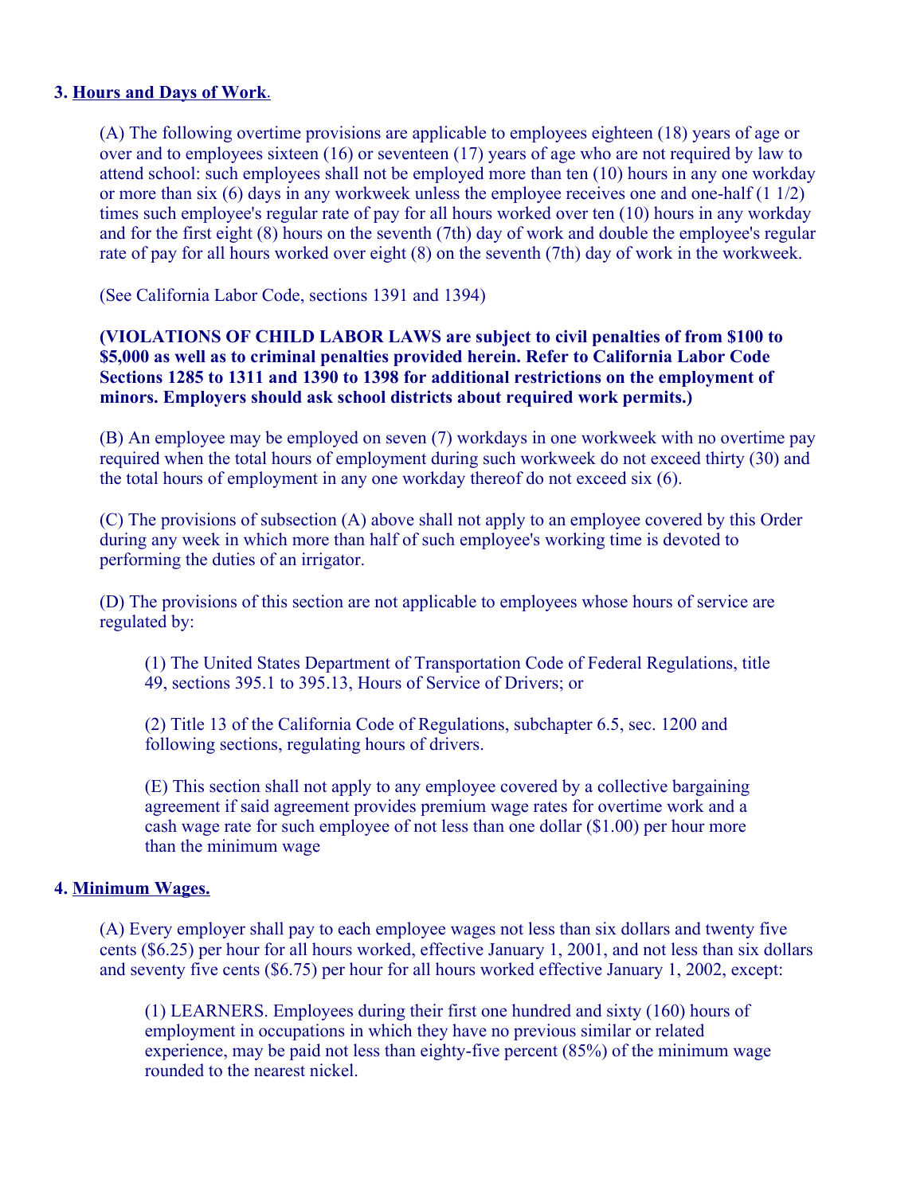**3. Hours and Days of Work.**

(A) The following overtime provisions are applicable to employees eighteen (18) years of age or over and to employees sixteen (16) or seventeen (17) years of age who are not required by law to attend school: such employees shall not be employed more than ten (10) hours in any one workday or more than six (6) days in any workweek unless the employee receives one and one-half (1 1/2) times such employee's regular rate of pay for all hours worked over ten (10) hours in any workday and for the first eight (8) hours on the seventh (7th) day of work and double the employee's regular rate of pay for all hours worked over eight (8) on the seventh (7th) day of work in the workweek.

(See California Labor Code, sections 1391 and 1394)

**(VIOLATIONS OF CHILD LABOR LAWS are subject to civil penalties of from $100 to $5,000 as well as to criminal penalties provided herein. Refer to California Labor Code Sections 1285 to 1311 and 1390 to 1398 for additional restrictions on the employment of minors. Employers should ask school districts about required work permits.)**

(B) An employee may be employed on seven (7) workdays in one workweek with no overtime pay required when the total hours of employment during such workweek do not exceed thirty (30) and the total hours of employment in any one workday thereof do not exceed six (6).

(C) The provisions of subsection (A) above shall not apply to an employee covered by this Order during any week in which more than half of such employee's working time is devoted to performing the duties of an irrigator.

(D) The provisions of this section are not applicable to employees whose hours of service are regulated by:

(1) The United States Department of Transportation Code of Federal Regulations, title 49, sections 395.1 to 395.13, Hours of Service of Drivers; or

(2) Title 13 of the California Code of Regulations, subchapter 6.5, sec. 1200 and following sections, regulating hours of drivers.

(E) This section shall not apply to any employee covered by a collective bargaining agreement if said agreement provides premium wage rates for overtime work and a cash wage rate for such employee of not less than one dollar ($1.00) per hour more than the minimum wage

**4. Minimum Wages.**

(A) Every employer shall pay to each employee wages not less than six dollars and twenty five cents ($6.25) per hour for all hours worked, effective January 1, 2001, and not less than six dollars and seventy five cents ($6.75) per hour for all hours worked effective January 1, 2002, except:

(1) LEARNERS. Employees during their first one hundred and sixty (160) hours of employment in occupations in which they have no previous similar or related experience, may be paid not less than eighty-five percent (85%) of the minimum wage rounded to the nearest nickel.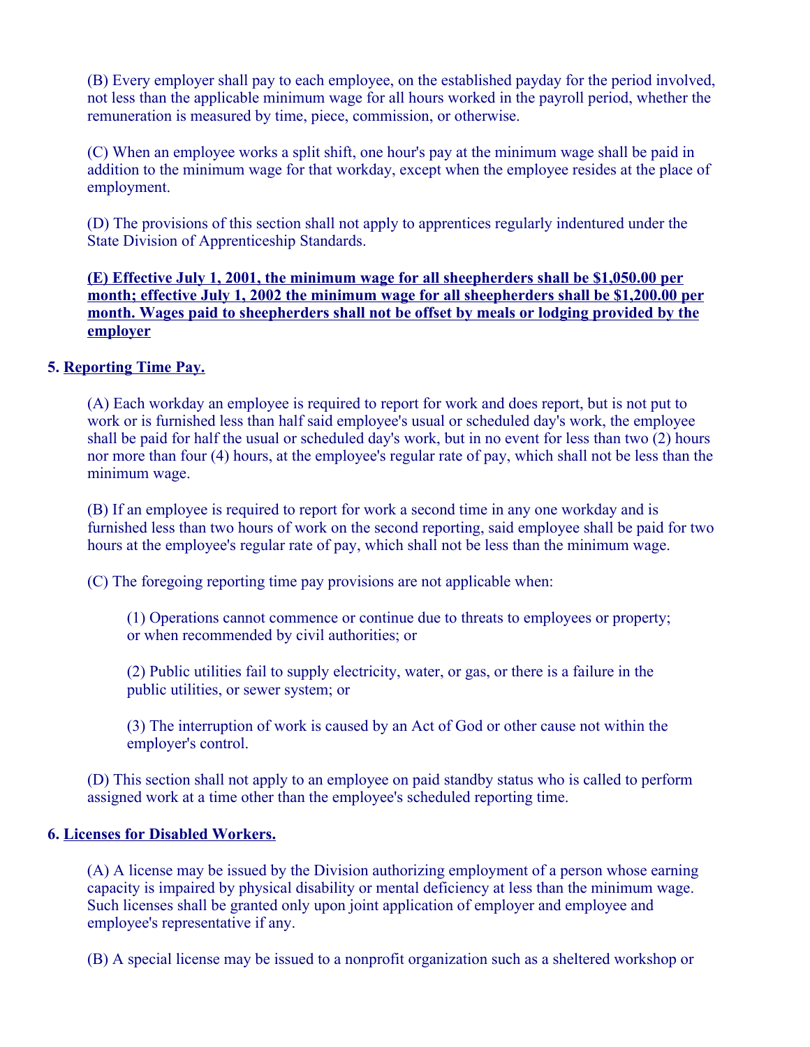(B) Every employer shall pay to each employee, on the established payday for the period involved, not less than the applicable minimum wage for all hours worked in the payroll period, whether the remuneration is measured by time, piece, commission, or otherwise.

(C) When an employee works a split shift, one hour's pay at the minimum wage shall be paid in addition to the minimum wage for that workday, except when the employee resides at the place of employment.

(D) The provisions of this section shall not apply to apprentices regularly indentured under the State Division of Apprenticeship Standards.

**(E) Effective July 1, 2001, the minimum wage for all sheepherders shall be $1,050.00 per month; effective July 1, 2002 the minimum wage for all sheepherders shall be $1,200.00 per month. Wages paid to sheepherders shall not be offset by meals or lodging provided by the employer**

**5. Reporting Time Pay.**

(A) Each workday an employee is required to report for work and does report, but is not put to work or is furnished less than half said employee's usual or scheduled day's work, the employee shall be paid for half the usual or scheduled day's work, but in no event for less than two (2) hours nor more than four (4) hours, at the employee's regular rate of pay, which shall not be less than the minimum wage.

(B) If an employee is required to report for work a second time in any one workday and is furnished less than two hours of work on the second reporting, said employee shall be paid for two hours at the employee's regular rate of pay, which shall not be less than the minimum wage.

(C) The foregoing reporting time pay provisions are not applicable when:

(1) Operations cannot commence or continue due to threats to employees or property; or when recommended by civil authorities; or

(2) Public utilities fail to supply electricity, water, or gas, or there is a failure in the public utilities, or sewer system; or

(3) The interruption of work is caused by an Act of God or other cause not within the employer's control.

(D) This section shall not apply to an employee on paid standby status who is called to perform assigned work at a time other than the employee's scheduled reporting time.

**6. Licenses for Disabled Workers.**

(A) A license may be issued by the Division authorizing employment of a person whose earning capacity is impaired by physical disability or mental deficiency at less than the minimum wage. Such licenses shall be granted only upon joint application of employer and employee and employee's representative if any.

(B) A special license may be issued to a nonprofit organization such as a sheltered workshop or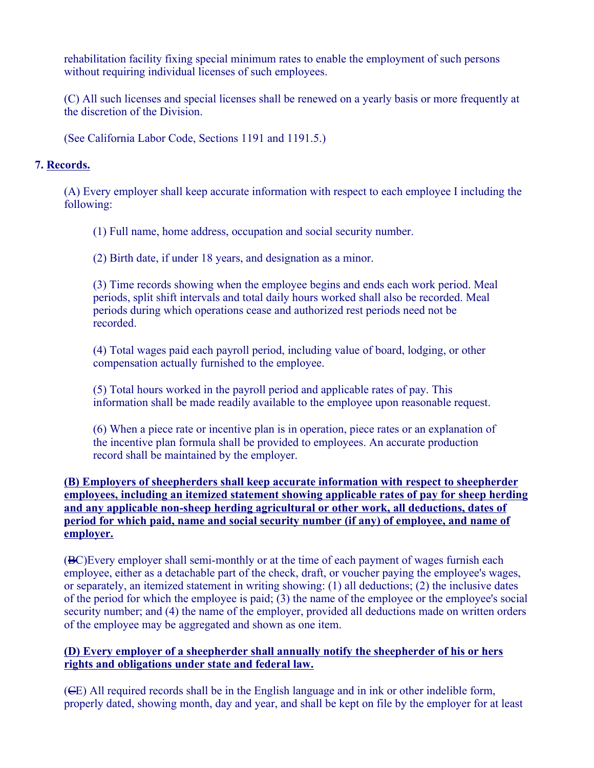rehabilitation facility fixing special minimum rates to enable the employment of such persons without requiring individual licenses of such employees.

(C) All such licenses and special licenses shall be renewed on a yearly basis or more frequently at the discretion of the Division.

(See California Labor Code, Sections 1191 and 1191.5.)

**7. Records.**

(A) Every employer shall keep accurate information with respect to each employee I including the following:

(1) Full name, home address, occupation and social security number.

(2) Birth date, if under 18 years, and designation as a minor.

(3) Time records showing when the employee begins and ends each work period. Meal periods, split shift intervals and total daily hours worked shall also be recorded. Meal periods during which operations cease and authorized rest periods need not be recorded.

(4) Total wages paid each payroll period, including value of board, lodging, or other compensation actually furnished to the employee.

(5) Total hours worked in the payroll period and applicable rates of pay. This information shall be made readily available to the employee upon reasonable request.

(6) When a piece rate or incentive plan is in operation, piece rates or an explanation of the incentive plan formula shall be provided to employees. An accurate production record shall be maintained by the employer.

**(B) Employers of sheepherders shall keep accurate information with respect to sheepherder employees, including an itemized statement showing applicable rates of pay for sheep herding and any applicable non-sheep herding agricultural or other work, all deductions, dates of period for which paid, name and social security number (if any) of employee, and name of employer.**

(~~B~~C)Every employer shall semi-monthly or at the time of each payment of wages furnish each employee, either as a detachable part of the check, draft, or voucher paying the employee's wages, or separately, an itemized statement in writing showing: (1) all deductions; (2) the inclusive dates of the period for which the employee is paid; (3) the name of the employee or the employee's social security number; and (4) the name of the employer, provided all deductions made on written orders of the employee may be aggregated and shown as one item.

**(D) Every employer of a sheepherder shall annually notify the sheepherder of his or hers rights and obligations under state and federal law.**

(~~C~~E) All required records shall be in the English language and in ink or other indelible form, properly dated, showing month, day and year, and shall be kept on file by the employer for at least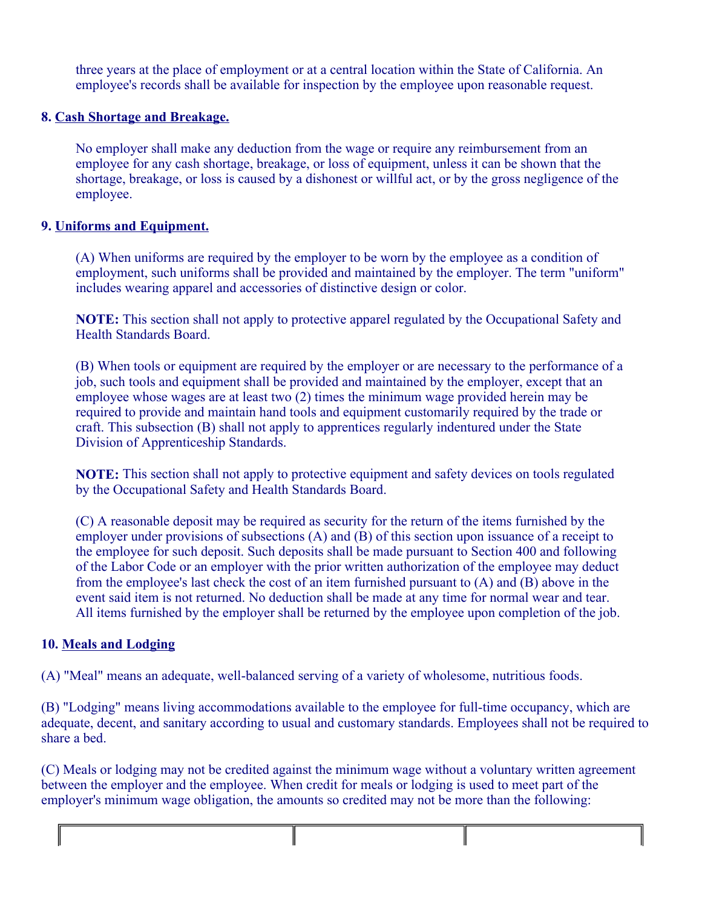three years at the place of employment or at a central location within the State of California. An employee's records shall be available for inspection by the employee upon reasonable request.

**8. Cash Shortage and Breakage.**

No employer shall make any deduction from the wage or require any reimbursement from an employee for any cash shortage, breakage, or loss of equipment, unless it can be shown that the shortage, breakage, or loss is caused by a dishonest or willful act, or by the gross negligence of the employee.

**9. Uniforms and Equipment.**

(A) When uniforms are required by the employer to be worn by the employee as a condition of employment, such uniforms shall be provided and maintained by the employer. The term "uniform" includes wearing apparel and accessories of distinctive design or color.

**NOTE:** This section shall not apply to protective apparel regulated by the Occupational Safety and Health Standards Board.

(B) When tools or equipment are required by the employer or are necessary to the performance of a job, such tools and equipment shall be provided and maintained by the employer, except that an employee whose wages are at least two (2) times the minimum wage provided herein may be required to provide and maintain hand tools and equipment customarily required by the trade or craft. This subsection (B) shall not apply to apprentices regularly indentured under the State Division of Apprenticeship Standards.

**NOTE:** This section shall not apply to protective equipment and safety devices on tools regulated by the Occupational Safety and Health Standards Board.

(C) A reasonable deposit may be required as security for the return of the items furnished by the employer under provisions of subsections (A) and (B) of this section upon issuance of a receipt to the employee for such deposit. Such deposits shall be made pursuant to Section 400 and following of the Labor Code or an employer with the prior written authorization of the employee may deduct from the employee's last check the cost of an item furnished pursuant to (A) and (B) above in the event said item is not returned. No deduction shall be made at any time for normal wear and tear. All items furnished by the employer shall be returned by the employee upon completion of the job.

**10. Meals and Lodging**

(A) "Meal" means an adequate, well-balanced serving of a variety of wholesome, nutritious foods.

(B) "Lodging" means living accommodations available to the employee for full-time occupancy, which are adequate, decent, and sanitary according to usual and customary standards. Employees shall not be required to share a bed.

(C) Meals or lodging may not be credited against the minimum wage without a voluntary written agreement between the employer and the employee. When credit for meals or lodging is used to meet part of the employer's minimum wage obligation, the amounts so credited may not be more than the following: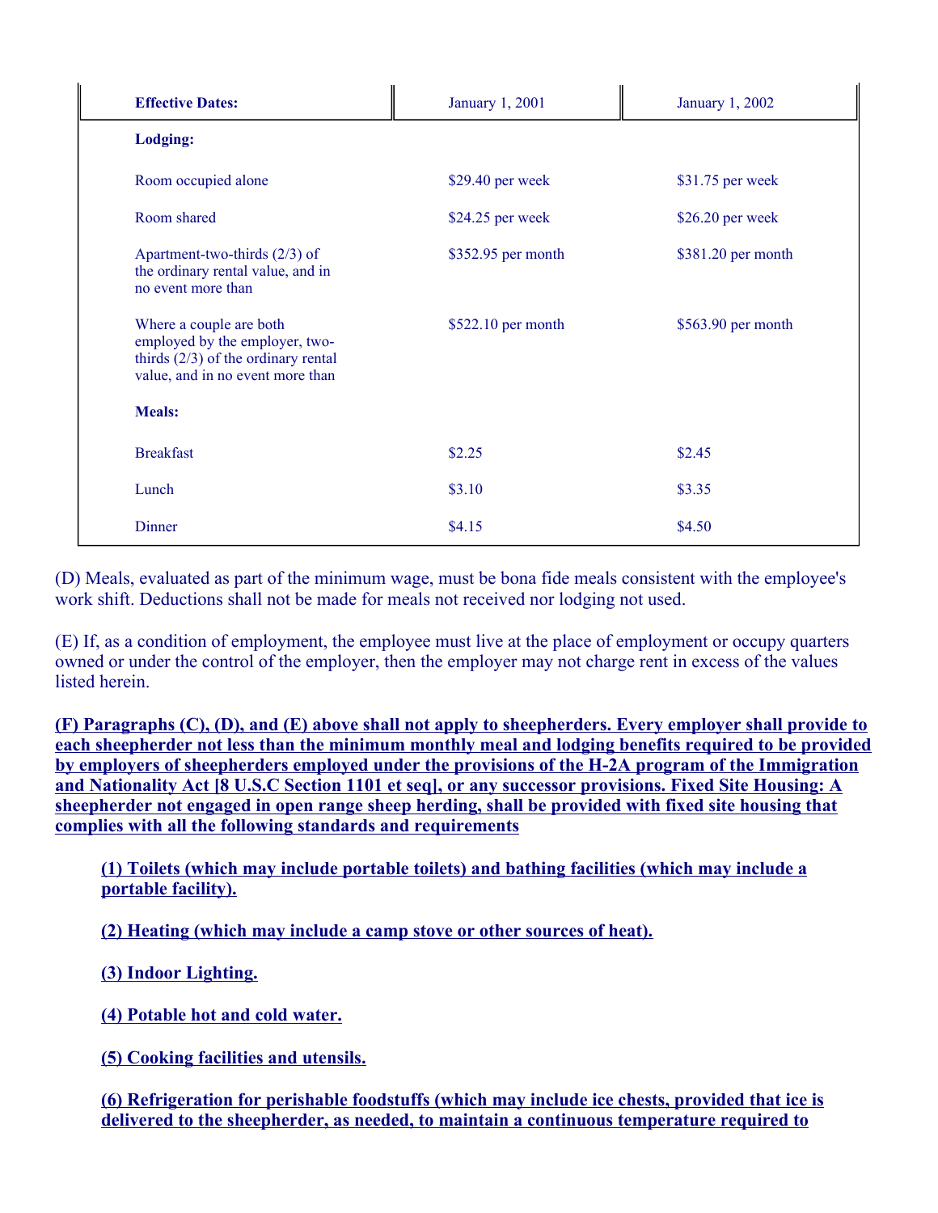| Effective Dates: | January 1, 2001 | January 1, 2002 |
|---|---|---|
| **Lodging:** | | |
| Room occupied alone | $29.40 per week | $31.75 per week |
| Room shared | $24.25 per week | $26.20 per week |
| Apartment-two-thirds (2/3) of the ordinary rental value, and in no event more than | $352.95 per month | $381.20 per month |
| Where a couple are both employed by the employer, two-thirds (2/3) of the ordinary rental value, and in no event more than | $522.10 per month | $563.90 per month |
| **Meals:** | | |
| Breakfast | $2.25 | $2.45 |
| Lunch | $3.10 | $3.35 |
| Dinner | $4.15 | $4.50 |

(D) Meals, evaluated as part of the minimum wage, must be bona fide meals consistent with the employee's work shift. Deductions shall not be made for meals not received nor lodging not used.

(E) If, as a condition of employment, the employee must live at the place of employment or occupy quarters owned or under the control of the employer, then the employer may not charge rent in excess of the values listed herein.

**(F) Paragraphs (C), (D), and (E) above shall not apply to sheepherders. Every employer shall provide to each sheepherder not less than the minimum monthly meal and lodging benefits required to be provided by employers of sheepherders employed under the provisions of the H-2A program of the Immigration and Nationality Act [8 U.S.C Section 1101 et seq], or any successor provisions. Fixed Site Housing: A sheepherder not engaged in open range sheep herding, shall be provided with fixed site housing that complies with all the following standards and requirements**

> **(1) Toilets (which may include portable toilets) and bathing facilities (which may include a portable facility).**
>
> **(2) Heating (which may include a camp stove or other sources of heat).**
>
> **(3) Indoor Lighting.**
>
> **(4) Potable hot and cold water.**
>
> **(5) Cooking facilities and utensils.**
>
> **(6) Refrigeration for perishable foodstuffs (which may include ice chests, provided that ice is delivered to the sheepherder, as needed, to maintain a continuous temperature required to**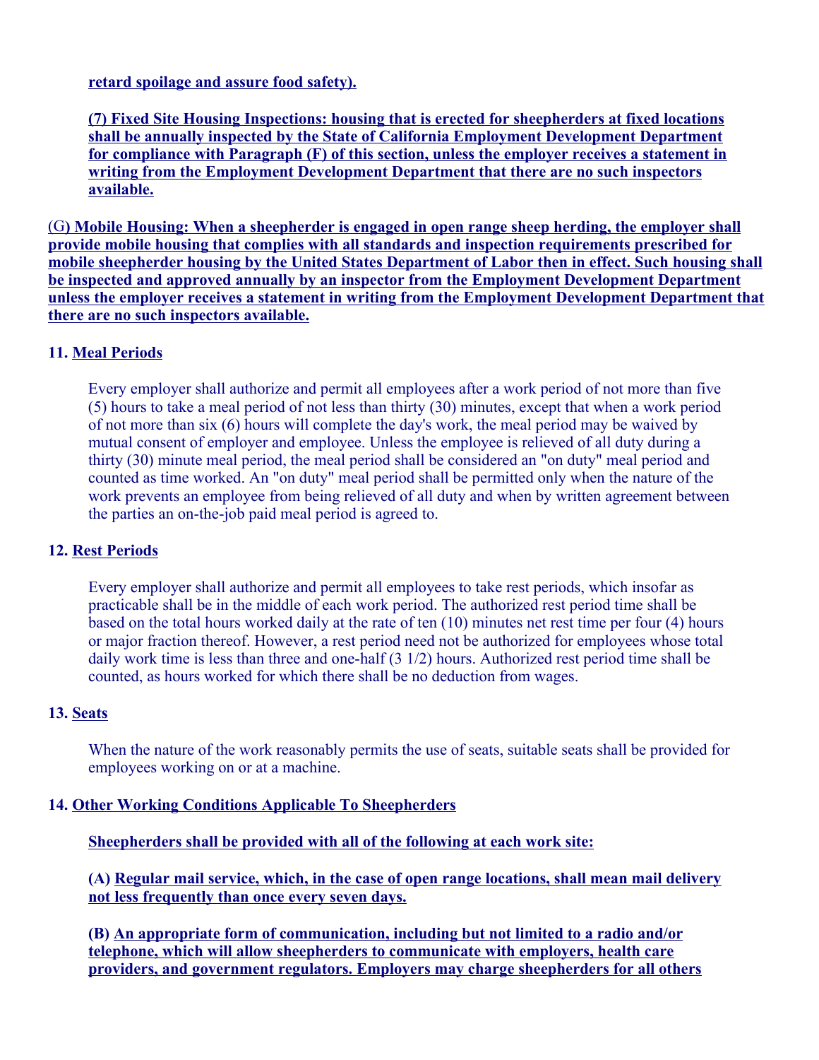**retard spoilage and assure food safety).**

**(7) Fixed Site Housing Inspections: housing that is erected for sheepherders at fixed locations shall be annually inspected by the State of California Employment Development Department for compliance with Paragraph (F) of this section, unless the employer receives a statement in writing from the Employment Development Department that there are no such inspectors available.**

(G**) Mobile Housing: When a sheepherder is engaged in open range sheep herding, the employer shall provide mobile housing that complies with all standards and inspection requirements prescribed for mobile sheepherder housing by the United States Department of Labor then in effect. Such housing shall be inspected and approved annually by an inspector from the Employment Development Department unless the employer receives a statement in writing from the Employment Development Department that there are no such inspectors available.**

**11. Meal Periods**

Every employer shall authorize and permit all employees after a work period of not more than five (5) hours to take a meal period of not less than thirty (30) minutes, except that when a work period of not more than six (6) hours will complete the day's work, the meal period may be waived by mutual consent of employer and employee. Unless the employee is relieved of all duty during a thirty (30) minute meal period, the meal period shall be considered an "on duty" meal period and counted as time worked. An "on duty" meal period shall be permitted only when the nature of the work prevents an employee from being relieved of all duty and when by written agreement between the parties an on-the-job paid meal period is agreed to.

**12. Rest Periods**

Every employer shall authorize and permit all employees to take rest periods, which insofar as practicable shall be in the middle of each work period. The authorized rest period time shall be based on the total hours worked daily at the rate of ten (10) minutes net rest time per four (4) hours or major fraction thereof. However, a rest period need not be authorized for employees whose total daily work time is less than three and one-half (3 1/2) hours. Authorized rest period time shall be counted, as hours worked for which there shall be no deduction from wages.

**13. Seats**

When the nature of the work reasonably permits the use of seats, suitable seats shall be provided for employees working on or at a machine.

**14. Other Working Conditions Applicable To Sheepherders**

**Sheepherders shall be provided with all of the following at each work site:**

**(A) Regular mail service, which, in the case of open range locations, shall mean mail delivery not less frequently than once every seven days.**

**(B) An appropriate form of communication, including but not limited to a radio and/or telephone, which will allow sheepherders to communicate with employers, health care providers, and government regulators. Employers may charge sheepherders for all others**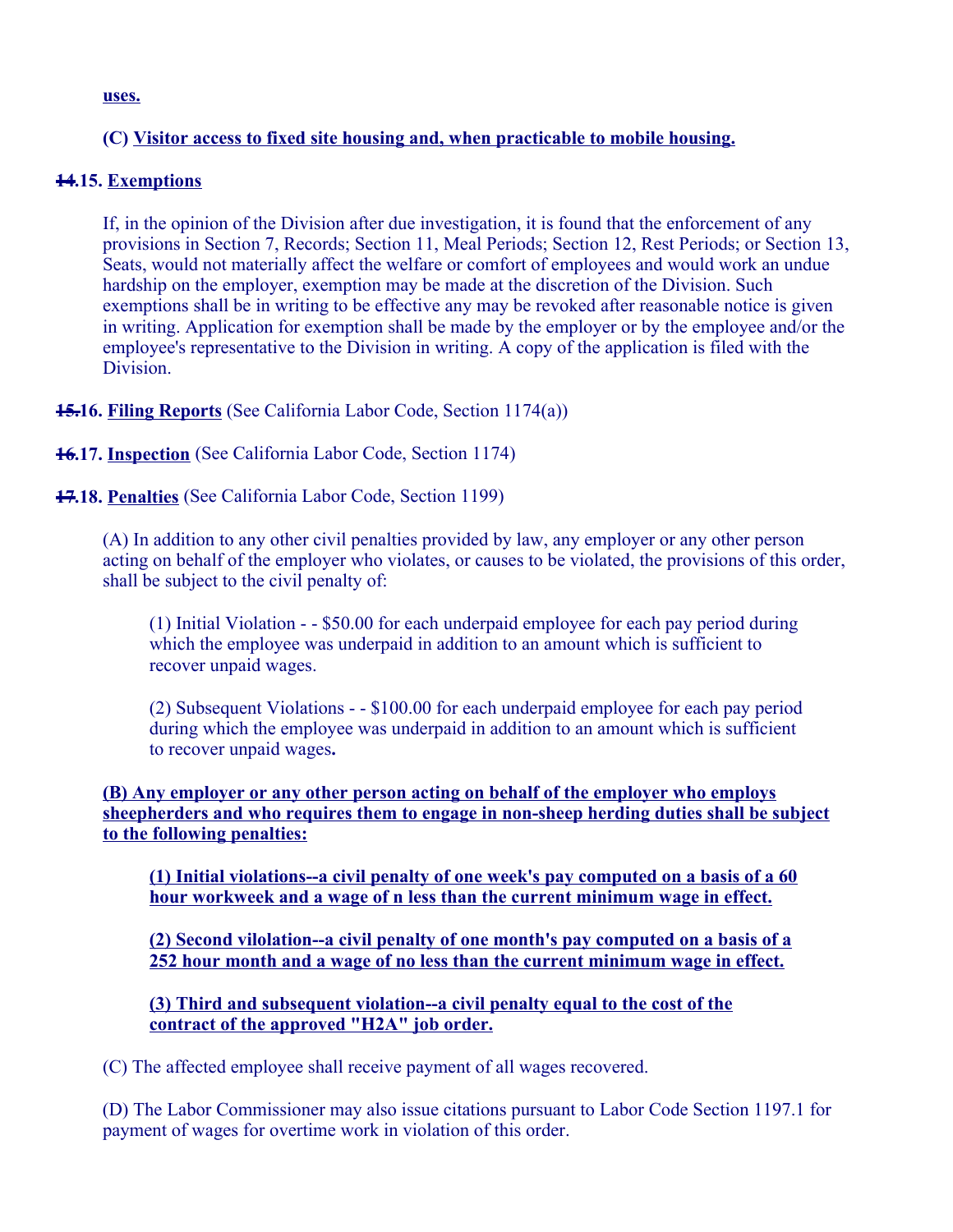uses.

**(C)** Visitor access to fixed site housing and, when practicable to mobile housing.

~~14~~.15. Exemptions

If, in the opinion of the Division after due investigation, it is found that the enforcement of any provisions in Section 7, Records; Section 11, Meal Periods; Section 12, Rest Periods; or Section 13, Seats, would not materially affect the welfare or comfort of employees and would work an undue hardship on the employer, exemption may be made at the discretion of the Division. Such exemptions shall be in writing to be effective any may be revoked after reasonable notice is given in writing. Application for exemption shall be made by the employer or by the employee and/or the employee's representative to the Division in writing. A copy of the application is filed with the Division.

~~15.~~16. Filing Reports (See California Labor Code, Section 1174(a))

~~16~~.17. Inspection (See California Labor Code, Section 1174)

~~17~~.18. Penalties (See California Labor Code, Section 1199)

(A) In addition to any other civil penalties provided by law, any employer or any other person acting on behalf of the employer who violates, or causes to be violated, the provisions of this order, shall be subject to the civil penalty of:

(1) Initial Violation - - $50.00 for each underpaid employee for each pay period during which the employee was underpaid in addition to an amount which is sufficient to recover unpaid wages.

(2) Subsequent Violations - - $100.00 for each underpaid employee for each pay period during which the employee was underpaid in addition to an amount which is sufficient to recover unpaid wages**.**

**(B) Any employer or any other person acting on behalf of the employer who employs sheepherders and who requires them to engage in non-sheep herding duties shall be subject to the following penalties:**

**(1) Initial violations--a civil penalty of one week's pay computed on a basis of a 60 hour workweek and a wage of n less than the current minimum wage in effect.**

**(2) Second vilolation--a civil penalty of one month's pay computed on a basis of a 252 hour month and a wage of no less than the current minimum wage in effect.**

**(3) Third and subsequent violation--a civil penalty equal to the cost of the contract of the approved "H2A" job order.**

(C) The affected employee shall receive payment of all wages recovered.

(D) The Labor Commissioner may also issue citations pursuant to Labor Code Section 1197.1 for payment of wages for overtime work in violation of this order.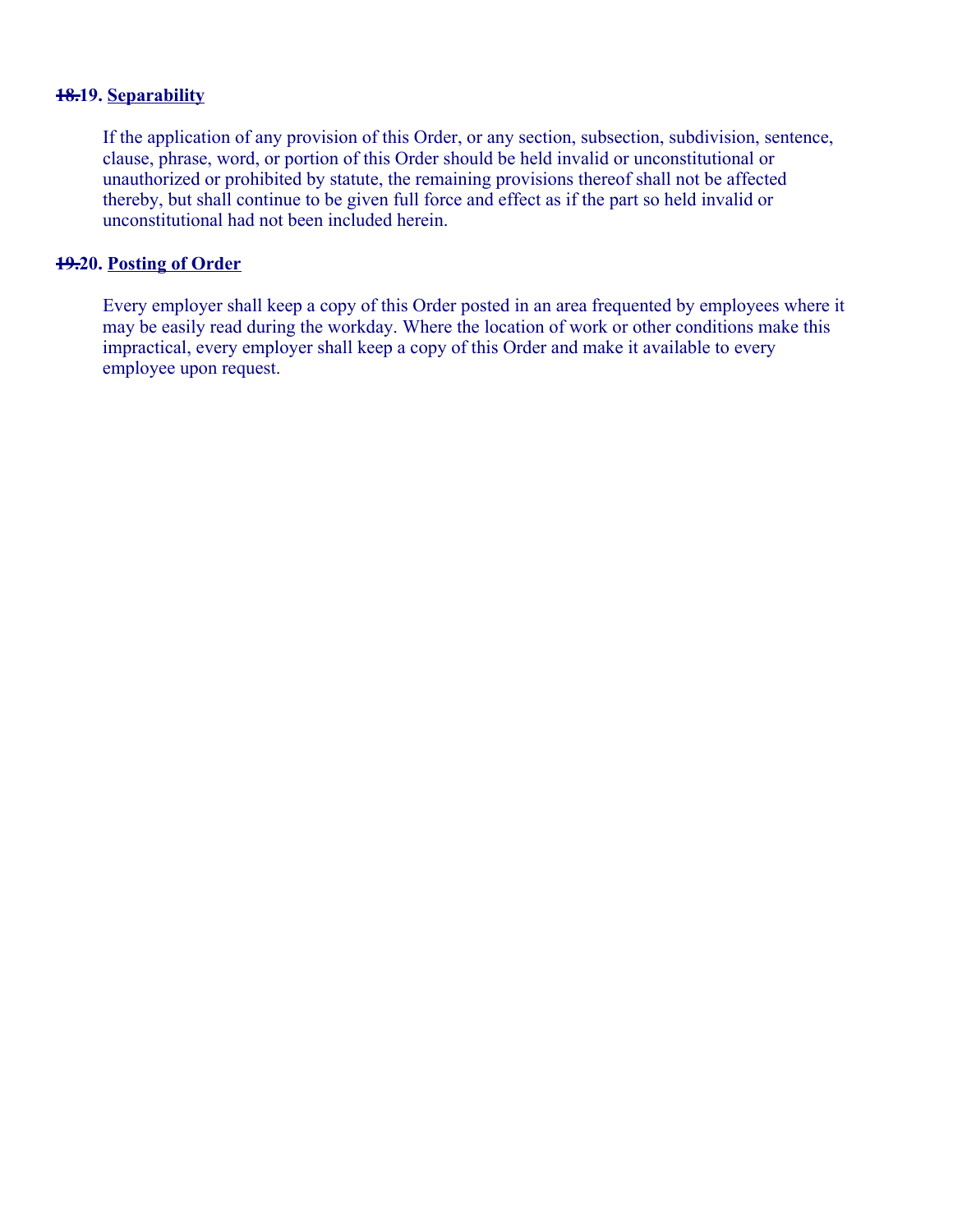**~~18.~~19. Separability**

If the application of any provision of this Order, or any section, subsection, subdivision, sentence, clause, phrase, word, or portion of this Order should be held invalid or unconstitutional or unauthorized or prohibited by statute, the remaining provisions thereof shall not be affected thereby, but shall continue to be given full force and effect as if the part so held invalid or unconstitutional had not been included herein.

**~~19.~~20. Posting of Order**

Every employer shall keep a copy of this Order posted in an area frequented by employees where it may be easily read during the workday. Where the location of work or other conditions make this impractical, every employer shall keep a copy of this Order and make it available to every employee upon request.